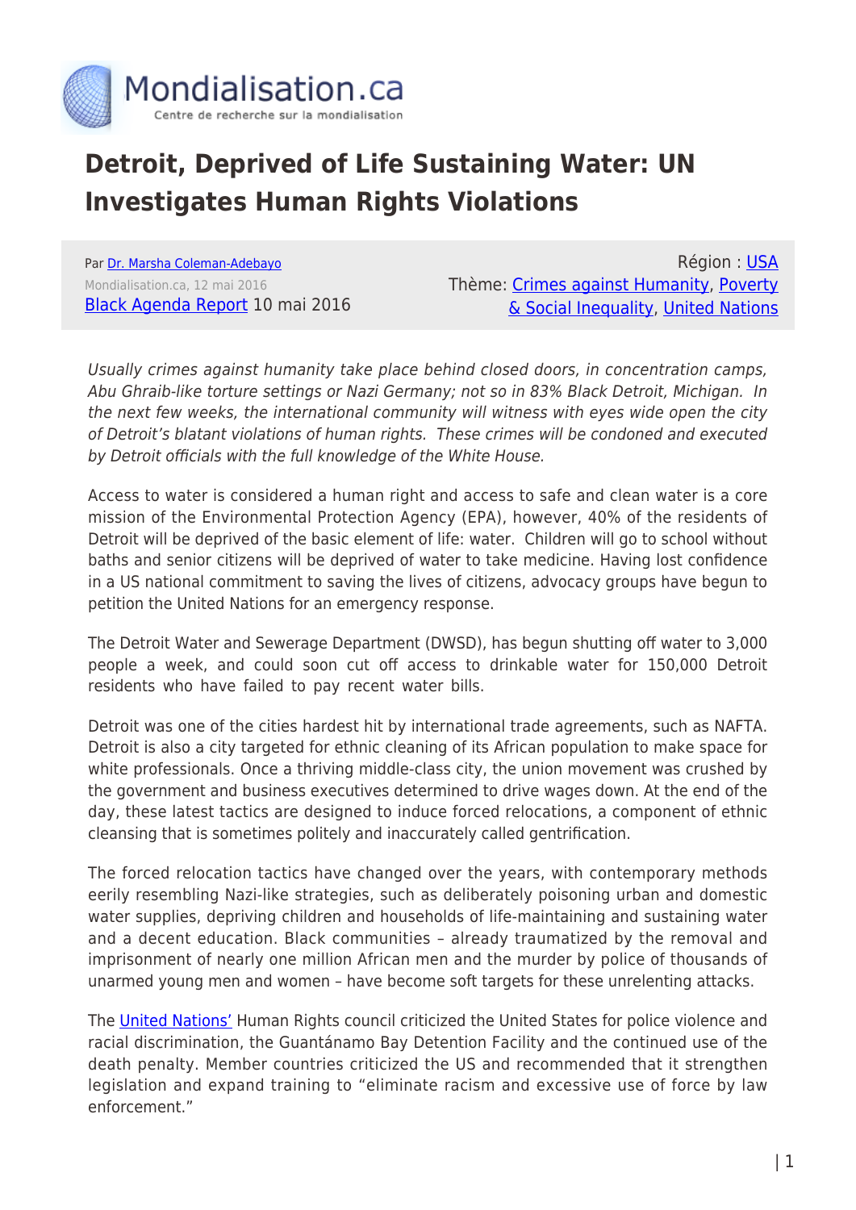Mondialisation.ca
Centre de recherche sur la mondialisation

# Detroit, Deprived of Life Sustaining Water: UN Investigates Human Rights Violations

Par Dr. Marsha Coleman-Adebayo
Mondialisation.ca, 12 mai 2016
Black Agenda Report 10 mai 2016

Région : USA
Thème: Crimes against Humanity, Poverty & Social Inequality, United Nations

*Usually crimes against humanity take place behind closed doors, in concentration camps, Abu Ghraib-like torture settings or Nazi Germany; not so in 83% Black Detroit, Michigan. In the next few weeks, the international community will witness with eyes wide open the city of Detroit's blatant violations of human rights. These crimes will be condoned and executed by Detroit officials with the full knowledge of the White House.*

Access to water is considered a human right and access to safe and clean water is a core mission of the Environmental Protection Agency (EPA), however, 40% of the residents of Detroit will be deprived of the basic element of life: water. Children will go to school without baths and senior citizens will be deprived of water to take medicine. Having lost confidence in a US national commitment to saving the lives of citizens, advocacy groups have begun to petition the United Nations for an emergency response.

The Detroit Water and Sewerage Department (DWSD), has begun shutting off water to 3,000 people a week, and could soon cut off access to drinkable water for 150,000 Detroit residents who have failed to pay recent water bills.

Detroit was one of the cities hardest hit by international trade agreements, such as NAFTA. Detroit is also a city targeted for ethnic cleaning of its African population to make space for white professionals. Once a thriving middle-class city, the union movement was crushed by the government and business executives determined to drive wages down. At the end of the day, these latest tactics are designed to induce forced relocations, a component of ethnic cleansing that is sometimes politely and inaccurately called gentrification.

The forced relocation tactics have changed over the years, with contemporary methods eerily resembling Nazi-like strategies, such as deliberately poisoning urban and domestic water supplies, depriving children and households of life-maintaining and sustaining water and a decent education. Black communities – already traumatized by the removal and imprisonment of nearly one million African men and the murder by police of thousands of unarmed young men and women – have become soft targets for these unrelenting attacks.

The United Nations' Human Rights council criticized the United States for police violence and racial discrimination, the Guantánamo Bay Detention Facility and the continued use of the death penalty. Member countries criticized the US and recommended that it strengthen legislation and expand training to "eliminate racism and excessive use of force by law enforcement."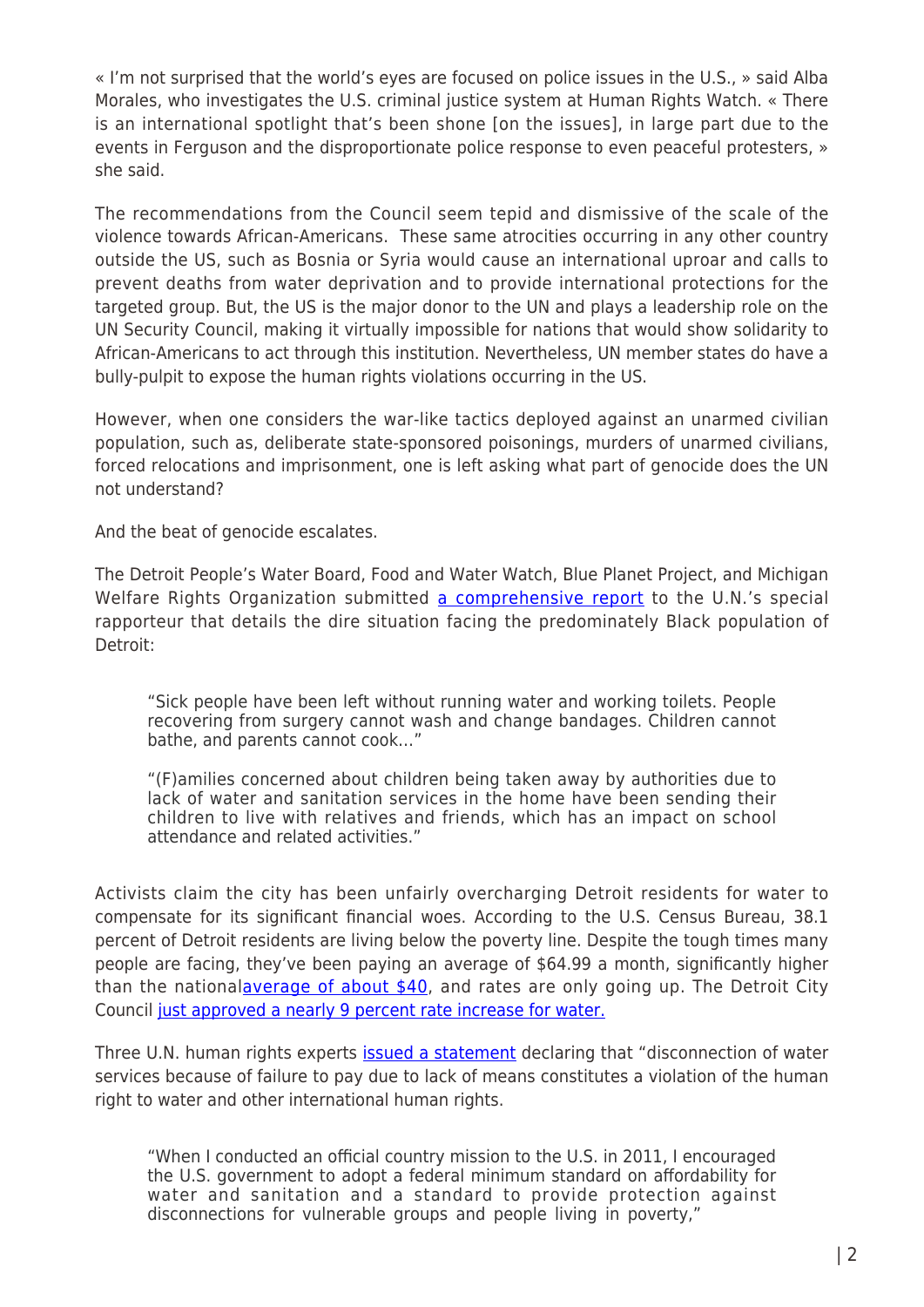« I'm not surprised that the world's eyes are focused on police issues in the U.S., » said Alba Morales, who investigates the U.S. criminal justice system at Human Rights Watch. « There is an international spotlight that's been shone [on the issues], in large part due to the events in Ferguson and the disproportionate police response to even peaceful protesters, » she said.

The recommendations from the Council seem tepid and dismissive of the scale of the violence towards African-Americans. These same atrocities occurring in any other country outside the US, such as Bosnia or Syria would cause an international uproar and calls to prevent deaths from water deprivation and to provide international protections for the targeted group. But, the US is the major donor to the UN and plays a leadership role on the UN Security Council, making it virtually impossible for nations that would show solidarity to African-Americans to act through this institution. Nevertheless, UN member states do have a bully-pulpit to expose the human rights violations occurring in the US.

However, when one considers the war-like tactics deployed against an unarmed civilian population, such as, deliberate state-sponsored poisonings, murders of unarmed civilians, forced relocations and imprisonment, one is left asking what part of genocide does the UN not understand?

And the beat of genocide escalates.

The Detroit People's Water Board, Food and Water Watch, Blue Planet Project, and Michigan Welfare Rights Organization submitted a comprehensive report to the U.N.'s special rapporteur that details the dire situation facing the predominately Black population of Detroit:

> "Sick people have been left without running water and working toilets. People recovering from surgery cannot wash and change bandages. Children cannot bathe, and parents cannot cook…"
>
> "(F)amilies concerned about children being taken away by authorities due to lack of water and sanitation services in the home have been sending their children to live with relatives and friends, which has an impact on school attendance and related activities."

Activists claim the city has been unfairly overcharging Detroit residents for water to compensate for its significant financial woes. According to the U.S. Census Bureau, 38.1 percent of Detroit residents are living below the poverty line. Despite the tough times many people are facing, they've been paying an average of $64.99 a month, significantly higher than the nationalaverage of about $40, and rates are only going up. The Detroit City Council just approved a nearly 9 percent rate increase for water.

Three U.N. human rights experts issued a statement declaring that "disconnection of water services because of failure to pay due to lack of means constitutes a violation of the human right to water and other international human rights.

> "When I conducted an official country mission to the U.S. in 2011, I encouraged the U.S. government to adopt a federal minimum standard on affordability for water and sanitation and a standard to provide protection against disconnections for vulnerable groups and people living in poverty,"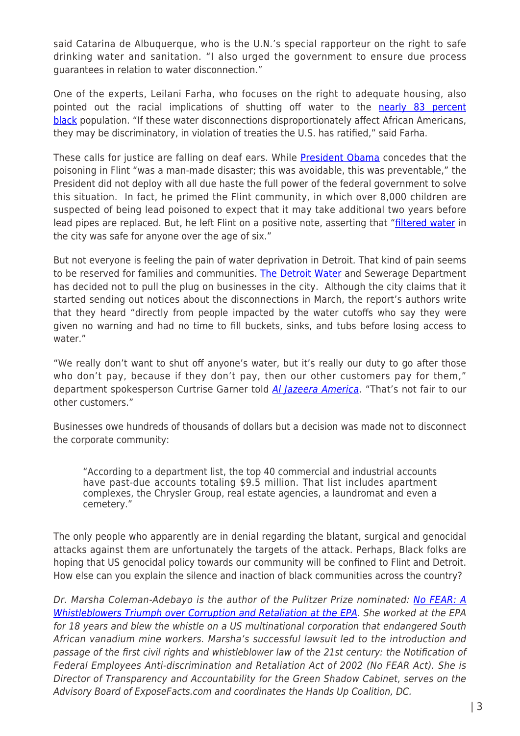said Catarina de Albuquerque, who is the U.N.'s special rapporteur on the right to safe drinking water and sanitation. "I also urged the government to ensure due process guarantees in relation to water disconnection."

One of the experts, Leilani Farha, who focuses on the right to adequate housing, also pointed out the racial implications of shutting off water to the nearly 83 percent black population. "If these water disconnections disproportionately affect African Americans, they may be discriminatory, in violation of treaties the U.S. has ratified," said Farha.

These calls for justice are falling on deaf ears. While President Obama concedes that the poisoning in Flint "was a man-made disaster; this was avoidable, this was preventable," the President did not deploy with all due haste the full power of the federal government to solve this situation. In fact, he primed the Flint community, in which over 8,000 children are suspected of being lead poisoned to expect that it may take additional two years before lead pipes are replaced. But, he left Flint on a positive note, asserting that "filtered water in the city was safe for anyone over the age of six."

But not everyone is feeling the pain of water deprivation in Detroit. That kind of pain seems to be reserved for families and communities. The Detroit Water and Sewerage Department has decided not to pull the plug on businesses in the city. Although the city claims that it started sending out notices about the disconnections in March, the report's authors write that they heard "directly from people impacted by the water cutoffs who say they were given no warning and had no time to fill buckets, sinks, and tubs before losing access to water."

"We really don't want to shut off anyone's water, but it's really our duty to go after those who don't pay, because if they don't pay, then our other customers pay for them," department spokesperson Curtrise Garner told *Al Jazeera America*. "That's not fair to our other customers."

Businesses owe hundreds of thousands of dollars but a decision was made not to disconnect the corporate community:

> "According to a department list, the top 40 commercial and industrial accounts have past-due accounts totaling $9.5 million. That list includes apartment complexes, the Chrysler Group, real estate agencies, a laundromat and even a cemetery."

The only people who apparently are in denial regarding the blatant, surgical and genocidal attacks against them are unfortunately the targets of the attack. Perhaps, Black folks are hoping that US genocidal policy towards our community will be confined to Flint and Detroit. How else can you explain the silence and inaction of black communities across the country?

*Dr. Marsha Coleman-Adebayo is the author of the Pulitzer Prize nominated: No FEAR: A Whistleblowers Triumph over Corruption and Retaliation at the EPA. She worked at the EPA for 18 years and blew the whistle on a US multinational corporation that endangered South African vanadium mine workers. Marsha's successful lawsuit led to the introduction and passage of the first civil rights and whistleblower law of the 21st century: the Notification of Federal Employees Anti-discrimination and Retaliation Act of 2002 (No FEAR Act). She is Director of Transparency and Accountability for the Green Shadow Cabinet, serves on the Advisory Board of ExposeFacts.com and coordinates the Hands Up Coalition, DC.*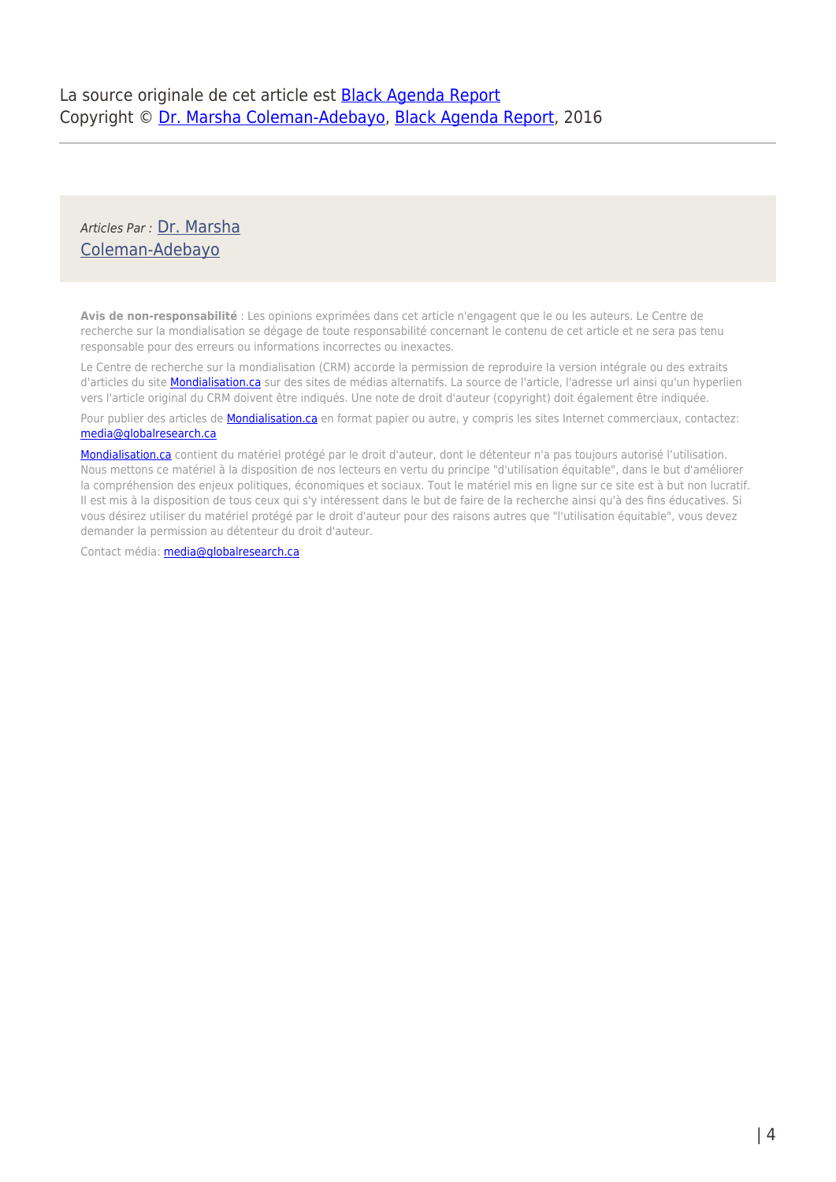La source originale de cet article est [Black Agenda Report](Black Agenda Report)
Copyright © [Dr. Marsha Coleman-Adebayo](Dr. Marsha Coleman-Adebayo), [Black Agenda Report](Black Agenda Report), 2016

---

*Articles Par :* Dr. Marsha Coleman-Adebayo

**Avis de non-responsabilité** : Les opinions exprimées dans cet article n'engagent que le ou les auteurs. Le Centre de recherche sur la mondialisation se dégage de toute responsabilité concernant le contenu de cet article et ne sera pas tenu responsable pour des erreurs ou informations incorrectes ou inexactes.

Le Centre de recherche sur la mondialisation (CRM) accorde la permission de reproduire la version intégrale ou des extraits d'articles du site Mondialisation.ca sur des sites de médias alternatifs. La source de l'article, l'adresse url ainsi qu'un hyperlien vers l'article original du CRM doivent être indiqués. Une note de droit d'auteur (copyright) doit également être indiquée.

Pour publier des articles de Mondialisation.ca en format papier ou autre, y compris les sites Internet commerciaux, contactez: media@globalresearch.ca

Mondialisation.ca contient du matériel protégé par le droit d'auteur, dont le détenteur n'a pas toujours autorisé l'utilisation. Nous mettons ce matériel à la disposition de nos lecteurs en vertu du principe "d'utilisation équitable", dans le but d'améliorer la compréhension des enjeux politiques, économiques et sociaux. Tout le matériel mis en ligne sur ce site est à but non lucratif. Il est mis à la disposition de tous ceux qui s'y intéressent dans le but de faire de la recherche ainsi qu'à des fins éducatives. Si vous désirez utiliser du matériel protégé par le droit d'auteur pour des raisons autres que "l'utilisation équitable", vous devez demander la permission au détenteur du droit d'auteur.

Contact média: media@globalresearch.ca